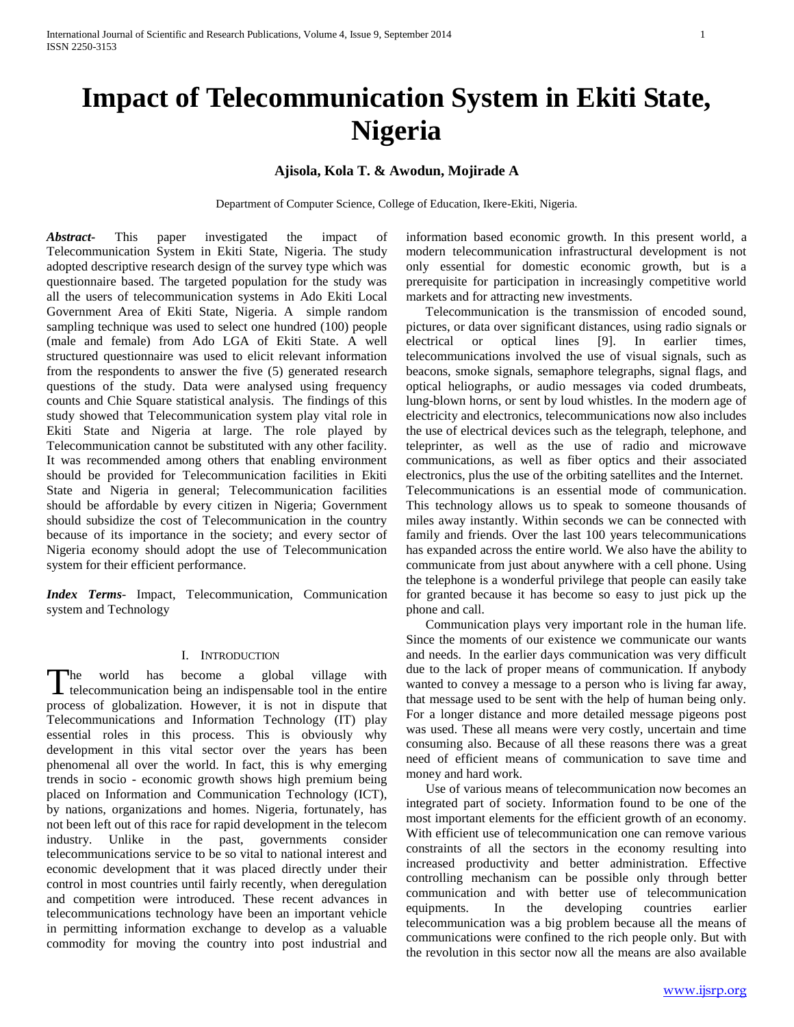# Impact of Telecommunication System in Ekiti State, Nigeria

**Ajisola, Kola T. & Awodun, Mojirade A**

Department of Computer Science, College of Education, Ikere-Ekiti, Nigeria.

***Abstract***- This paper investigated the impact of Telecommunication System in Ekiti State, Nigeria. The study adopted descriptive research design of the survey type which was questionnaire based. The targeted population for the study was all the users of telecommunication systems in Ado Ekiti Local Government Area of Ekiti State, Nigeria. A simple random sampling technique was used to select one hundred (100) people (male and female) from Ado LGA of Ekiti State. A well structured questionnaire was used to elicit relevant information from the respondents to answer the five (5) generated research questions of the study. Data were analysed using frequency counts and Chie Square statistical analysis. The findings of this study showed that Telecommunication system play vital role in Ekiti State and Nigeria at large. The role played by Telecommunication cannot be substituted with any other facility. It was recommended among others that enabling environment should be provided for Telecommunication facilities in Ekiti State and Nigeria in general; Telecommunication facilities should be affordable by every citizen in Nigeria; Government should subsidize the cost of Telecommunication in the country because of its importance in the society; and every sector of Nigeria economy should adopt the use of Telecommunication system for their efficient performance.

***Index Terms***- Impact, Telecommunication, Communication system and Technology

## I. Introduction

The world has become a global village with telecommunication being an indispensable tool in the entire process of globalization. However, it is not in dispute that Telecommunications and Information Technology (IT) play essential roles in this process. This is obviously why development in this vital sector over the years has been phenomenal all over the world. In fact, this is why emerging trends in socio - economic growth shows high premium being placed on Information and Communication Technology (ICT), by nations, organizations and homes. Nigeria, fortunately, has not been left out of this race for rapid development in the telecom industry. Unlike in the past, governments consider telecommunications service to be so vital to national interest and economic development that it was placed directly under their control in most countries until fairly recently, when deregulation and competition were introduced. These recent advances in telecommunications technology have been an important vehicle in permitting information exchange to develop as a valuable commodity for moving the country into post industrial and information based economic growth. In this present world, a modern telecommunication infrastructural development is not only essential for domestic economic growth, but is a prerequisite for participation in increasingly competitive world markets and for attracting new investments.

Telecommunication is the transmission of encoded sound, pictures, or data over significant distances, using radio signals or electrical or optical lines [9]. In earlier times, telecommunications involved the use of visual signals, such as beacons, smoke signals, semaphore telegraphs, signal flags, and optical heliographs, or audio messages via coded drumbeats, lung-blown horns, or sent by loud whistles. In the modern age of electricity and electronics, telecommunications now also includes the use of electrical devices such as the telegraph, telephone, and teleprinter, as well as the use of radio and microwave communications, as well as fiber optics and their associated electronics, plus the use of the orbiting satellites and the Internet. Telecommunications is an essential mode of communication. This technology allows us to speak to someone thousands of miles away instantly. Within seconds we can be connected with family and friends. Over the last 100 years telecommunications has expanded across the entire world. We also have the ability to communicate from just about anywhere with a cell phone. Using the telephone is a wonderful privilege that people can easily take for granted because it has become so easy to just pick up the phone and call.

Communication plays very important role in the human life. Since the moments of our existence we communicate our wants and needs. In the earlier days communication was very difficult due to the lack of proper means of communication. If anybody wanted to convey a message to a person who is living far away, that message used to be sent with the help of human being only. For a longer distance and more detailed message pigeons post was used. These all means were very costly, uncertain and time consuming also. Because of all these reasons there was a great need of efficient means of communication to save time and money and hard work.

Use of various means of telecommunication now becomes an integrated part of society. Information found to be one of the most important elements for the efficient growth of an economy. With efficient use of telecommunication one can remove various constraints of all the sectors in the economy resulting into increased productivity and better administration. Effective controlling mechanism can be possible only through better communication and with better use of telecommunication equipments. In the developing countries earlier telecommunication was a big problem because all the means of communications were confined to the rich people only. But with the revolution in this sector now all the means are also available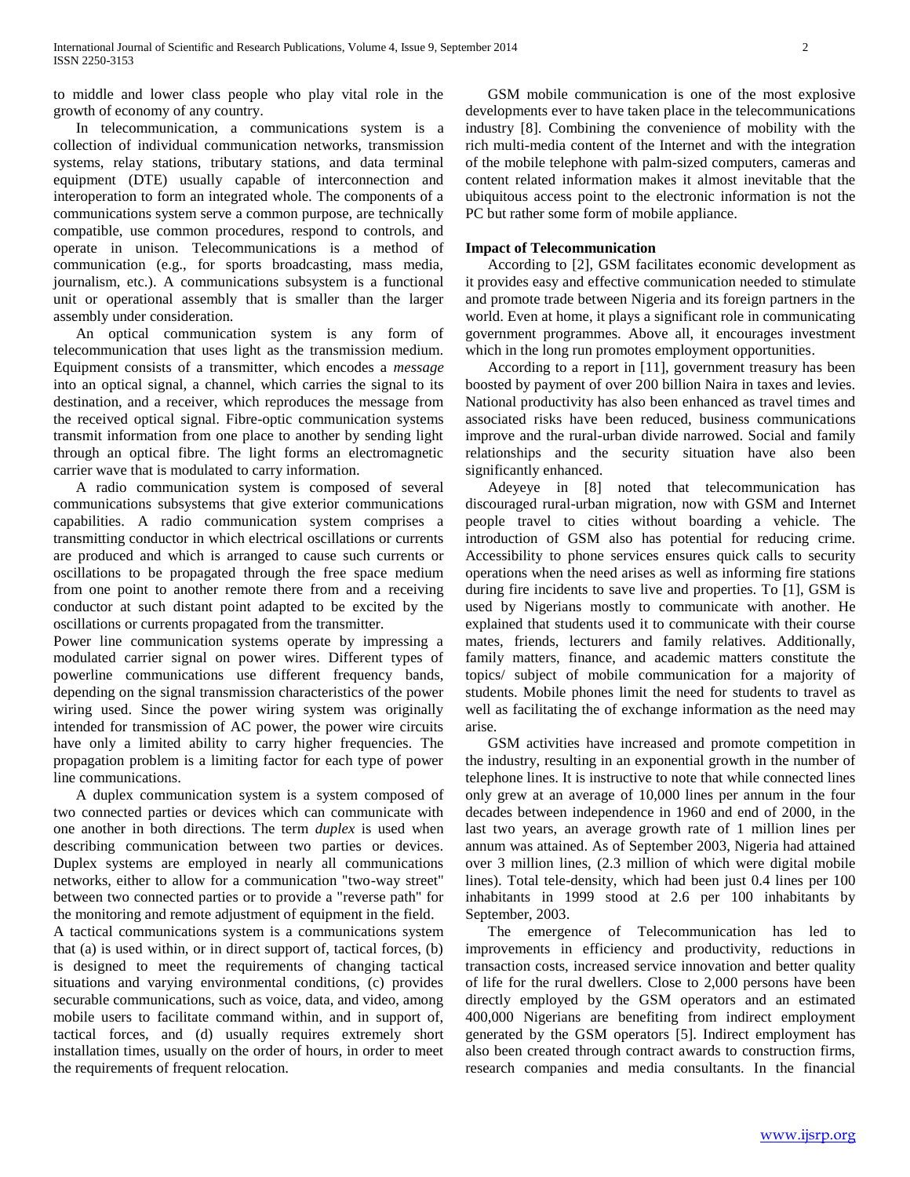to middle and lower class people who play vital role in the growth of economy of any country.

In telecommunication, a communications system is a collection of individual communication networks, transmission systems, relay stations, tributary stations, and data terminal equipment (DTE) usually capable of interconnection and interoperation to form an integrated whole. The components of a communications system serve a common purpose, are technically compatible, use common procedures, respond to controls, and operate in unison. Telecommunications is a method of communication (e.g., for sports broadcasting, mass media, journalism, etc.). A communications subsystem is a functional unit or operational assembly that is smaller than the larger assembly under consideration.

An optical communication system is any form of telecommunication that uses light as the transmission medium. Equipment consists of a transmitter, which encodes a *message* into an optical signal, a channel, which carries the signal to its destination, and a receiver, which reproduces the message from the received optical signal. Fibre-optic communication systems transmit information from one place to another by sending light through an optical fibre. The light forms an electromagnetic carrier wave that is modulated to carry information.

A radio communication system is composed of several communications subsystems that give exterior communications capabilities. A radio communication system comprises a transmitting conductor in which electrical oscillations or currents are produced and which is arranged to cause such currents or oscillations to be propagated through the free space medium from one point to another remote there from and a receiving conductor at such distant point adapted to be excited by the oscillations or currents propagated from the transmitter.

Power line communication systems operate by impressing a modulated carrier signal on power wires. Different types of powerline communications use different frequency bands, depending on the signal transmission characteristics of the power wiring used. Since the power wiring system was originally intended for transmission of AC power, the power wire circuits have only a limited ability to carry higher frequencies. The propagation problem is a limiting factor for each type of power line communications.

A duplex communication system is a system composed of two connected parties or devices which can communicate with one another in both directions. The term *duplex* is used when describing communication between two parties or devices. Duplex systems are employed in nearly all communications networks, either to allow for a communication "two-way street" between two connected parties or to provide a "reverse path" for the monitoring and remote adjustment of equipment in the field.

A tactical communications system is a communications system that (a) is used within, or in direct support of, tactical forces, (b) is designed to meet the requirements of changing tactical situations and varying environmental conditions, (c) provides securable communications, such as voice, data, and video, among mobile users to facilitate command within, and in support of, tactical forces, and (d) usually requires extremely short installation times, usually on the order of hours, in order to meet the requirements of frequent relocation.

GSM mobile communication is one of the most explosive developments ever to have taken place in the telecommunications industry [8]. Combining the convenience of mobility with the rich multi-media content of the Internet and with the integration of the mobile telephone with palm-sized computers, cameras and content related information makes it almost inevitable that the ubiquitous access point to the electronic information is not the PC but rather some form of mobile appliance.

**Impact of Telecommunication**

According to [2], GSM facilitates economic development as it provides easy and effective communication needed to stimulate and promote trade between Nigeria and its foreign partners in the world. Even at home, it plays a significant role in communicating government programmes. Above all, it encourages investment which in the long run promotes employment opportunities.

According to a report in [11], government treasury has been boosted by payment of over 200 billion Naira in taxes and levies. National productivity has also been enhanced as travel times and associated risks have been reduced, business communications improve and the rural-urban divide narrowed. Social and family relationships and the security situation have also been significantly enhanced.

Adeyeye in [8] noted that telecommunication has discouraged rural-urban migration, now with GSM and Internet people travel to cities without boarding a vehicle. The introduction of GSM also has potential for reducing crime. Accessibility to phone services ensures quick calls to security operations when the need arises as well as informing fire stations during fire incidents to save live and properties. To [1], GSM is used by Nigerians mostly to communicate with another. He explained that students used it to communicate with their course mates, friends, lecturers and family relatives. Additionally, family matters, finance, and academic matters constitute the topics/ subject of mobile communication for a majority of students. Mobile phones limit the need for students to travel as well as facilitating the of exchange information as the need may arise.

GSM activities have increased and promote competition in the industry, resulting in an exponential growth in the number of telephone lines. It is instructive to note that while connected lines only grew at an average of 10,000 lines per annum in the four decades between independence in 1960 and end of 2000, in the last two years, an average growth rate of 1 million lines per annum was attained. As of September 2003, Nigeria had attained over 3 million lines, (2.3 million of which were digital mobile lines). Total tele-density, which had been just 0.4 lines per 100 inhabitants in 1999 stood at 2.6 per 100 inhabitants by September, 2003.

The emergence of Telecommunication has led to improvements in efficiency and productivity, reductions in transaction costs, increased service innovation and better quality of life for the rural dwellers. Close to 2,000 persons have been directly employed by the GSM operators and an estimated 400,000 Nigerians are benefiting from indirect employment generated by the GSM operators [5]. Indirect employment has also been created through contract awards to construction firms, research companies and media consultants. In the financial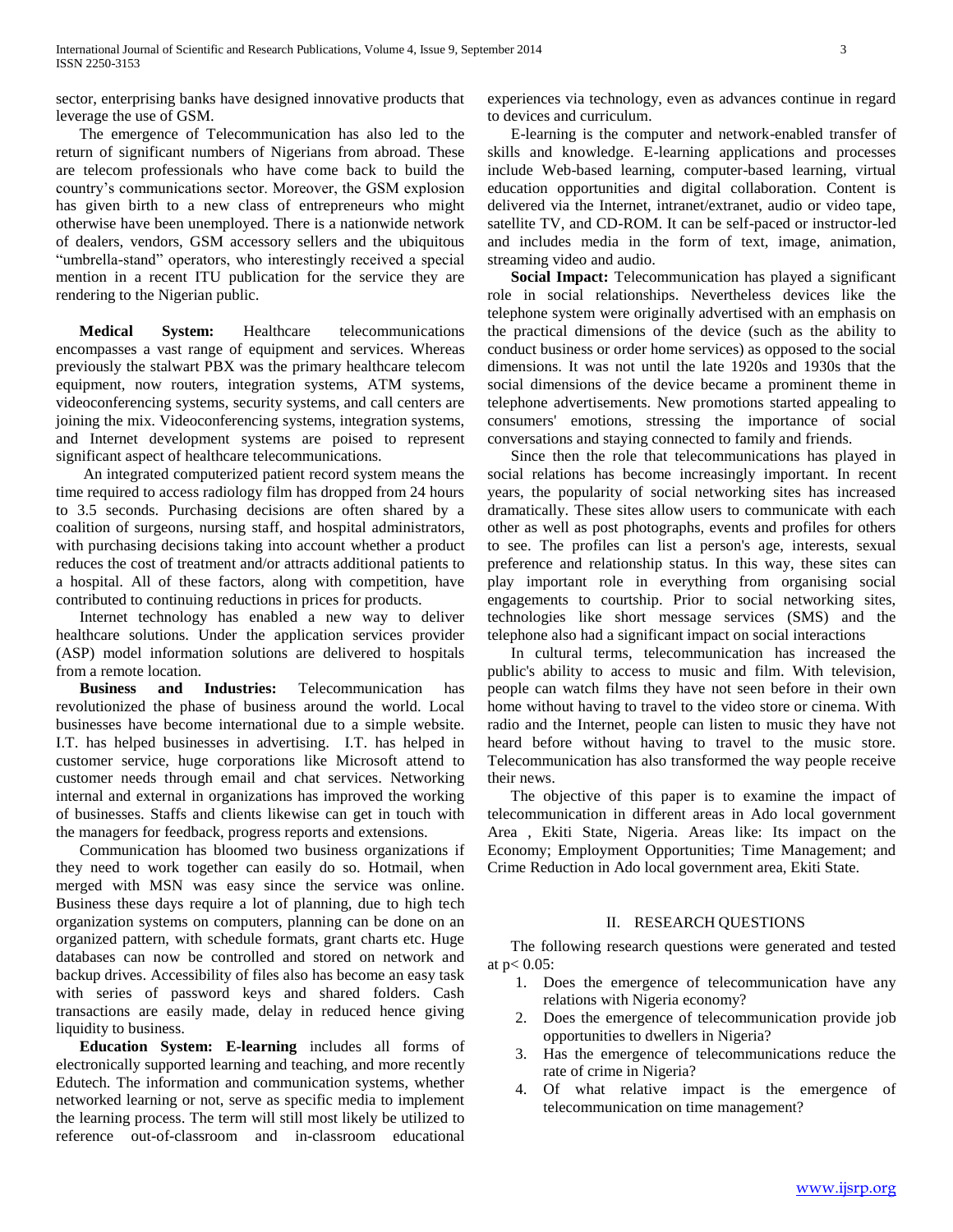sector, enterprising banks have designed innovative products that leverage the use of GSM.

The emergence of Telecommunication has also led to the return of significant numbers of Nigerians from abroad. These are telecom professionals who have come back to build the country's communications sector. Moreover, the GSM explosion has given birth to a new class of entrepreneurs who might otherwise have been unemployed. There is a nationwide network of dealers, vendors, GSM accessory sellers and the ubiquitous "umbrella-stand" operators, who interestingly received a special mention in a recent ITU publication for the service they are rendering to the Nigerian public.

**Medical System:** Healthcare telecommunications encompasses a vast range of equipment and services. Whereas previously the stalwart PBX was the primary healthcare telecom equipment, now routers, integration systems, ATM systems, videoconferencing systems, security systems, and call centers are joining the mix. Videoconferencing systems, integration systems, and Internet development systems are poised to represent significant aspect of healthcare telecommunications.

An integrated computerized patient record system means the time required to access radiology film has dropped from 24 hours to 3.5 seconds. Purchasing decisions are often shared by a coalition of surgeons, nursing staff, and hospital administrators, with purchasing decisions taking into account whether a product reduces the cost of treatment and/or attracts additional patients to a hospital. All of these factors, along with competition, have contributed to continuing reductions in prices for products.

Internet technology has enabled a new way to deliver healthcare solutions. Under the application services provider (ASP) model information solutions are delivered to hospitals from a remote location.

**Business and Industries:** Telecommunication has revolutionized the phase of business around the world. Local businesses have become international due to a simple website. I.T. has helped businesses in advertising. I.T. has helped in customer service, huge corporations like Microsoft attend to customer needs through email and chat services. Networking internal and external in organizations has improved the working of businesses. Staffs and clients likewise can get in touch with the managers for feedback, progress reports and extensions.

Communication has bloomed two business organizations if they need to work together can easily do so. Hotmail, when merged with MSN was easy since the service was online. Business these days require a lot of planning, due to high tech organization systems on computers, planning can be done on an organized pattern, with schedule formats, grant charts etc. Huge databases can now be controlled and stored on network and backup drives. Accessibility of files also has become an easy task with series of password keys and shared folders. Cash transactions are easily made, delay in reduced hence giving liquidity to business.

**Education System: E-learning** includes all forms of electronically supported learning and teaching, and more recently Edutech. The information and communication systems, whether networked learning or not, serve as specific media to implement the learning process. The term will still most likely be utilized to reference out-of-classroom and in-classroom educational experiences via technology, even as advances continue in regard to devices and curriculum.

E-learning is the computer and network-enabled transfer of skills and knowledge. E-learning applications and processes include Web-based learning, computer-based learning, virtual education opportunities and digital collaboration. Content is delivered via the Internet, intranet/extranet, audio or video tape, satellite TV, and CD-ROM. It can be self-paced or instructor-led and includes media in the form of text, image, animation, streaming video and audio.

**Social Impact:** Telecommunication has played a significant role in social relationships. Nevertheless devices like the telephone system were originally advertised with an emphasis on the practical dimensions of the device (such as the ability to conduct business or order home services) as opposed to the social dimensions. It was not until the late 1920s and 1930s that the social dimensions of the device became a prominent theme in telephone advertisements. New promotions started appealing to consumers' emotions, stressing the importance of social conversations and staying connected to family and friends.

Since then the role that telecommunications has played in social relations has become increasingly important. In recent years, the popularity of social networking sites has increased dramatically. These sites allow users to communicate with each other as well as post photographs, events and profiles for others to see. The profiles can list a person's age, interests, sexual preference and relationship status. In this way, these sites can play important role in everything from organising social engagements to courtship. Prior to social networking sites, technologies like short message services (SMS) and the telephone also had a significant impact on social interactions

In cultural terms, telecommunication has increased the public's ability to access to music and film. With television, people can watch films they have not seen before in their own home without having to travel to the video store or cinema. With radio and the Internet, people can listen to music they have not heard before without having to travel to the music store. Telecommunication has also transformed the way people receive their news.

The objective of this paper is to examine the impact of telecommunication in different areas in Ado local government Area , Ekiti State, Nigeria. Areas like: Its impact on the Economy; Employment Opportunities; Time Management; and Crime Reduction in Ado local government area, Ekiti State.

## II. RESEARCH QUESTIONS

The following research questions were generated and tested at $p < 0.05$:

1. Does the emergence of telecommunication have any relations with Nigeria economy?
2. Does the emergence of telecommunication provide job opportunities to dwellers in Nigeria?
3. Has the emergence of telecommunications reduce the rate of crime in Nigeria?
4. Of what relative impact is the emergence of telecommunication on time management?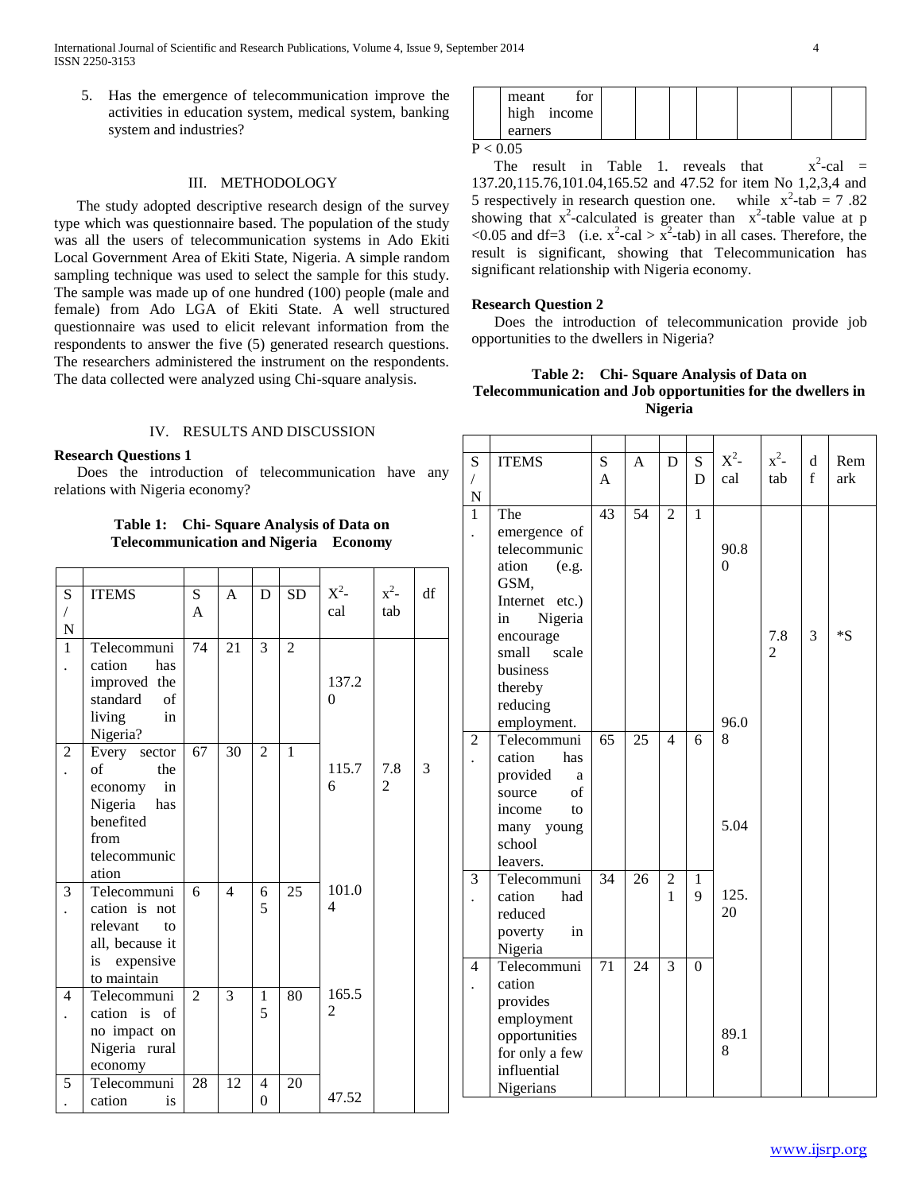5. Has the emergence of telecommunication improve the activities in education system, medical system, banking system and industries?

## III. METHODOLOGY

The study adopted descriptive research design of the survey type which was questionnaire based. The population of the study was all the users of telecommunication systems in Ado Ekiti Local Government Area of Ekiti State, Nigeria. A simple random sampling technique was used to select the sample for this study. The sample was made up of one hundred (100) people (male and female) from Ado LGA of Ekiti State. A well structured questionnaire was used to elicit relevant information from the respondents to answer the five (5) generated research questions. The researchers administered the instrument on the respondents. The data collected were analyzed using Chi-square analysis.

## IV. RESULTS AND DISCUSSION

**Research Questions 1**

Does the introduction of telecommunication have any relations with Nigeria economy?

**Table 1: Chi- Square Analysis of Data on Telecommunication and Nigeria Economy**

| S/N | ITEMS | SA | A | D | SD | $X^2$-cal | $x^2$-tab | df |
|---|---|---|---|---|---|---|---|---|
| 1. | Telecommunication has improved the standard of living in Nigeria? | 74 | 21 | 3 | 2 | 137.20 | | |
| 2. | Every sector of the economy in Nigeria has benefited from telecommunication | 67 | 30 | 2 | 1 | 115.76 | 7.82 | 3 |
| 3. | Telecommunication is not relevant to all, because it is expensive to maintain | 6 | 4 | 65 | 25 | 101.04 | | |
| 4. | Telecommunication is of no impact on Nigeria rural economy | 2 | 3 | 15 | 80 | 165.52 | | |
| 5. | Telecommunication is meant for high income earners | 28 | 12 | 40 | 20 | 47.52 | | |

$P < 0.05$

The result in Table 1. reveals that $x^2$-cal = 137.20,115.76,101.04,165.52 and 47.52 for item No 1,2,3,4 and 5 respectively in research question one. while $x^2$-tab = 7 .82 showing that $x^2$-calculated is greater than $x^2$-table value at $p < 0.05$ and df=3 (i.e. $x^2$-cal > $x^2$-tab) in all cases. Therefore, the result is significant, showing that Telecommunication has significant relationship with Nigeria economy.

**Research Question 2**

Does the introduction of telecommunication provide job opportunities to the dwellers in Nigeria?

**Table 2: Chi- Square Analysis of Data on Telecommunication and Job opportunities for the dwellers in Nigeria**

| S/N | ITEMS | SA | A | D | SD | $X^2$-cal | $x^2$-tab | df | Remark |
|---|---|---|---|---|---|---|---|---|---|
| 1. | The emergence of telecommunication (e.g. GSM, Internet etc.) in Nigeria encourage small scale business thereby reducing employment. | 43 | 54 | 2 | 1 | 90.80 | 7.82 | 3 | *S |
| 2. | Telecommunication has provided a source of income to many young school leavers. | 65 | 25 | 4 | 6 | 96.08 | | | |
| | | | | | | 5.04 | | | |
| 3. | Telecommunication had reduced poverty in Nigeria | 34 | 26 | 21 | 19 | 125.20 | | | |
| 4. | Telecommunication provides employment opportunities for only a few influential Nigerians | 71 | 24 | 3 | 0 | 89.18 | | | |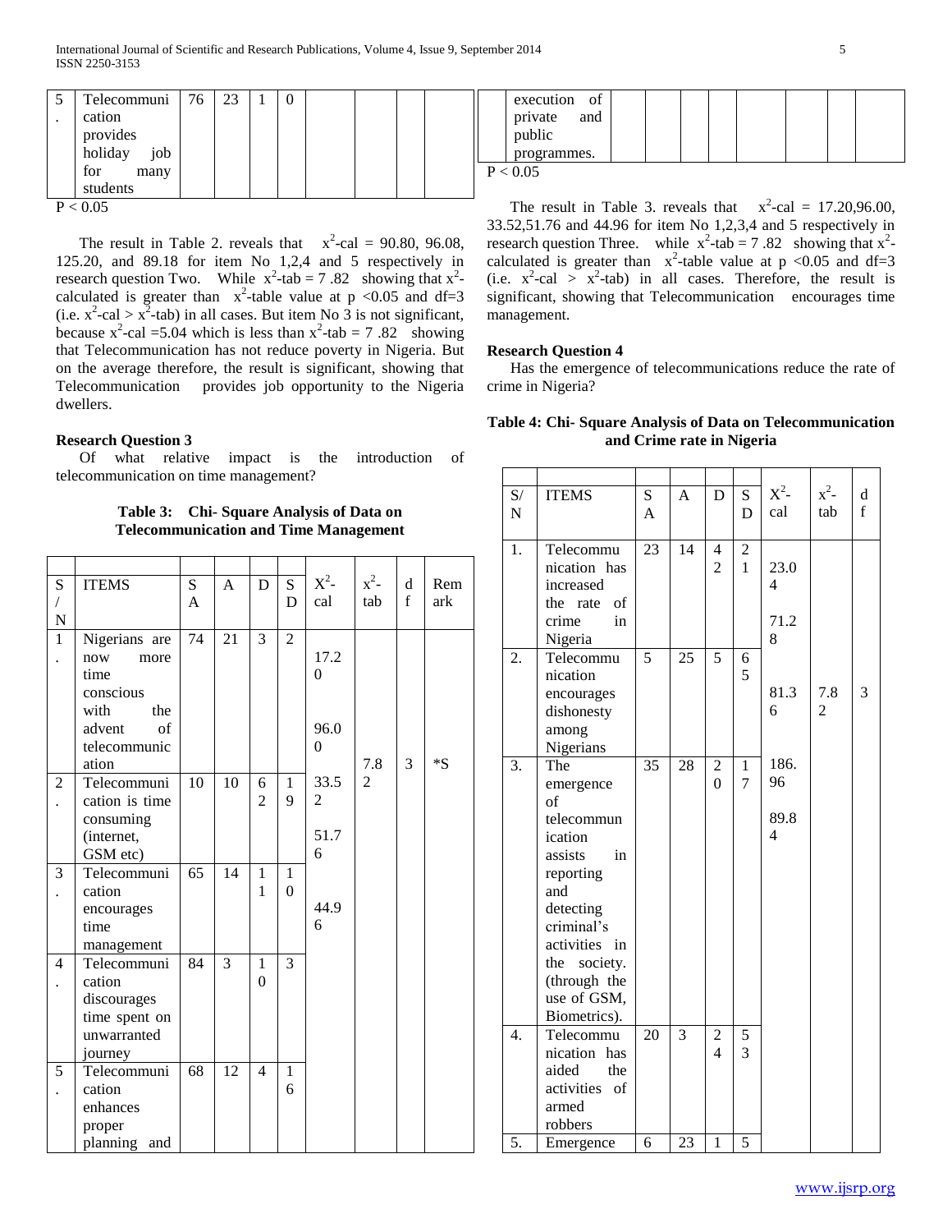| S/N | ITEMS | SA | A | D | SD | $X^2$-cal | $x^2$-tab | df | Remark |
|---|---|---|---|---|---|---|---|---|---|
| 5. | Telecommunication provides holiday job for many students | 76 | 23 | 1 | 0 | | | | |

$P < 0.05$

The result in Table 2. reveals that $x^2$-cal = 90.80, 96.08, 125.20, and 89.18 for item No 1,2,4 and 5 respectively in research question Two. While $x^2$-tab = 7 .82 showing that $x^2$-calculated is greater than $x^2$-table value at $p < 0.05$ and df=3 (i.e. $x^2$-cal > $x^2$-tab) in all cases. But item No 3 is not significant, because $x^2$-cal =5.04 which is less than $x^2$-tab = 7 .82 showing that Telecommunication has not reduce poverty in Nigeria. But on the average therefore, the result is significant, showing that Telecommunication provides job opportunity to the Nigeria dwellers.

**Research Question 3**

Of what relative impact is the introduction of telecommunication on time management?

**Table 3: Chi- Square Analysis of Data on Telecommunication and Time Management**

| S/N | ITEMS | SA | A | D | SD | $X^2$-cal | $x^2$-tab | df | Remark |
|---|---|---|---|---|---|---|---|---|---|
| 1. | Nigerians are now more time conscious with the advent of telecommunication | 74 | 21 | 3 | 2 | 17.20 | | | |
| 2. | Telecommunication is time consuming (internet, GSM etc) | 10 | 10 | 62 | 19 | 96.00 | 7.82 | 3 | *S |
| 3. | Telecommunication encourages time management | 65 | 14 | 11 | 10 | 33.52 | | | |
| 4. | Telecommunication discourages time spent on unwarranted journey | 84 | 3 | 10 | 3 | 51.76 | | | |
| 5. | Telecommunication enhances proper planning and execution of private and public programmes. | 68 | 12 | 4 | 16 | 44.96 | | | |

$P < 0.05$

The result in Table 3. reveals that $x^2$-cal = 17.20,96.00, 33.52,51.76 and 44.96 for item No 1,2,3,4 and 5 respectively in research question Three. while $x^2$-tab = 7 .82 showing that $x^2$-calculated is greater than $x^2$-table value at $p < 0.05$ and df=3 (i.e. $x^2$-cal > $x^2$-tab) in all cases. Therefore, the result is significant, showing that Telecommunication encourages time management.

**Research Question 4**

Has the emergence of telecommunications reduce the rate of crime in Nigeria?

**Table 4: Chi- Square Analysis of Data on Telecommunication and Crime rate in Nigeria**

| S/N | ITEMS | SA | A | D | SD | $X^2$-cal | $x^2$-tab | df |
|---|---|---|---|---|---|---|---|---|
| 1. | Telecommunication has increased the rate of crime in Nigeria | 23 | 14 | 42 | 21 | 23.04 | | |
| 2. | Telecommunication encourages dishonesty among Nigerians | 5 | 25 | 5 | 65 | 71.28 | | |
| 3. | The emergence of telecommunication assists in reporting and detecting criminal's activities in the society. (through the use of GSM, Biometrics). | 35 | 28 | 20 | 17 | 81.36 | 7.82 | 3 |
| 4. | Telecommunication has aided the activities of armed robbers | 20 | 3 | 24 | 53 | 186.96 | | |
| 5. | Emergence | 6 | 23 | 1 | 5 | 89.84 | | |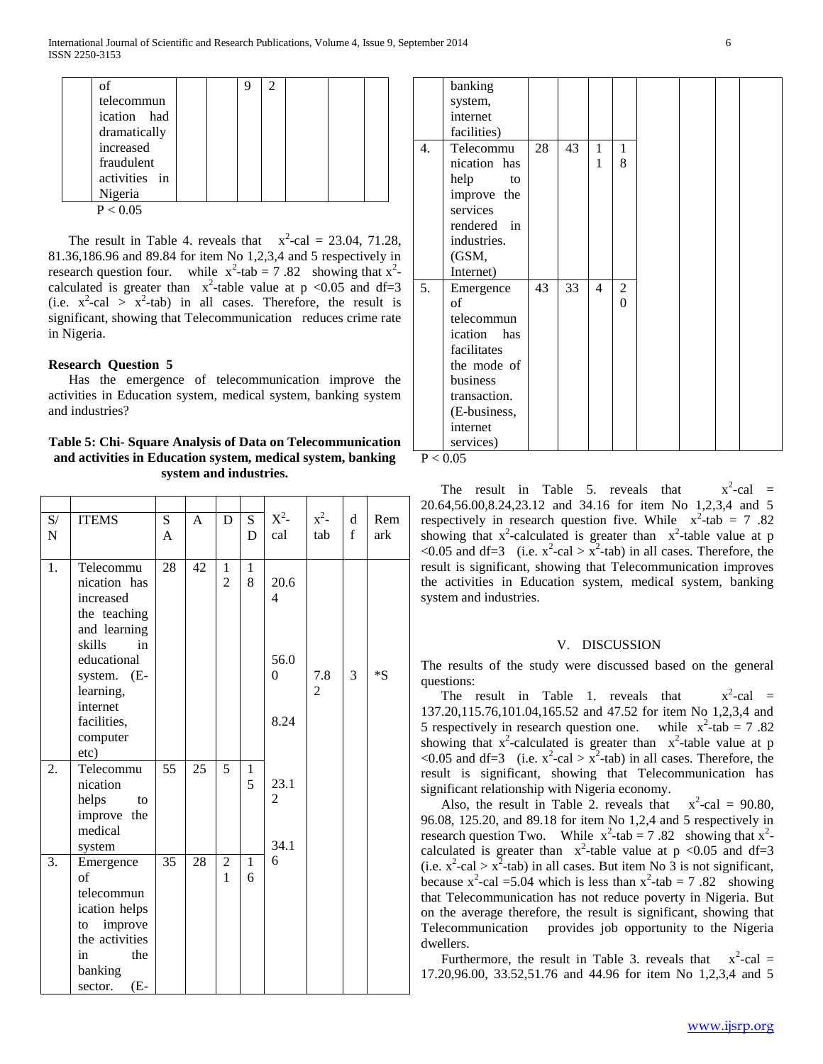| | of telecommunication had dramatically increased fraudulent activities in Nigeria | | | 9 | 2 | | | | |
|---|---|---|---|---|---|---|---|---|---|

$P < 0.05$

The result in Table 4. reveals that $x^2$-cal = 23.04, 71.28, 81.36,186.96 and 89.84 for item No 1,2,3,4 and 5 respectively in research question four. while $x^2$-tab = 7 .82 showing that $x^2$-calculated is greater than $x^2$-table value at $p < 0.05$ and df=3 (i.e. $x^2$-cal > $x^2$-tab) in all cases. Therefore, the result is significant, showing that Telecommunication reduces crime rate in Nigeria.

**Research Question 5**

Has the emergence of telecommunication improve the activities in Education system, medical system, banking system and industries?

**Table 5: Chi- Square Analysis of Data on Telecommunication and activities in Education system, medical system, banking system and industries.**

| S/N | ITEMS | SA | A | D | SD | $X^2$-cal | $x^2$-tab | df | Remark |
|---|---|---|---|---|---|---|---|---|---|
| 1. | Telecommunication has increased the teaching and learning skills in educational system. (E-learning, internet facilities, computer etc) | 28 | 42 | 12 | 18 | 20.64 | 7.82 | 3 | *S |
| 2. | Telecommunication helps to improve the medical system | 55 | 25 | 5 | 15 | 56.00 | | | |
| 3. | Emergence of telecommunication helps to improve the activities in the banking sector. (E-banking system, internet facilities) | 35 | 28 | 21 | 16 | 8.24 | | | |
| 4. | Telecommunication has help to improve the services rendered in industries. (GSM, Internet) | 28 | 43 | 11 | 18 | 23.12 | | | |
| 5. | Emergence of telecommunication has facilitates the mode of business transaction. (E-business, internet services) | 43 | 33 | 4 | 20 | 34.16 | | | |

$P < 0.05$

The result in Table 5. reveals that $x^2$-cal = 20.64,56.00,8.24,23.12 and 34.16 for item No 1,2,3,4 and 5 respectively in research question five. While $x^2$-tab = 7 .82 showing that $x^2$-calculated is greater than $x^2$-table value at $p < 0.05$ and df=3 (i.e. $x^2$-cal > $x^2$-tab) in all cases. Therefore, the result is significant, showing that Telecommunication improves the activities in Education system, medical system, banking system and industries.

## V. DISCUSSION

The results of the study were discussed based on the general questions:

The result in Table 1. reveals that $x^2$-cal = 137.20,115.76,101.04,165.52 and 47.52 for item No 1,2,3,4 and 5 respectively in research question one. while $x^2$-tab = 7 .82 showing that $x^2$-calculated is greater than $x^2$-table value at $p < 0.05$ and df=3 (i.e. $x^2$-cal > $x^2$-tab) in all cases. Therefore, the result is significant, showing that Telecommunication has significant relationship with Nigeria economy.

Also, the result in Table 2. reveals that $x^2$-cal = 90.80, 96.08, 125.20, and 89.18 for item No 1,2,4 and 5 respectively in research question Two. While $x^2$-tab = 7 .82 showing that $x^2$-calculated is greater than $x^2$-table value at $p < 0.05$ and df=3 (i.e. $x^2$-cal > $x^2$-tab) in all cases. But item No 3 is not significant, because $x^2$-cal =5.04 which is less than $x^2$-tab = 7 .82 showing that Telecommunication has not reduce poverty in Nigeria. But on the average therefore, the result is significant, showing that Telecommunication provides job opportunity to the Nigeria dwellers.

Furthermore, the result in Table 3. reveals that $x^2$-cal = 17.20,96.00, 33.52,51.76 and 44.96 for item No 1,2,3,4 and 5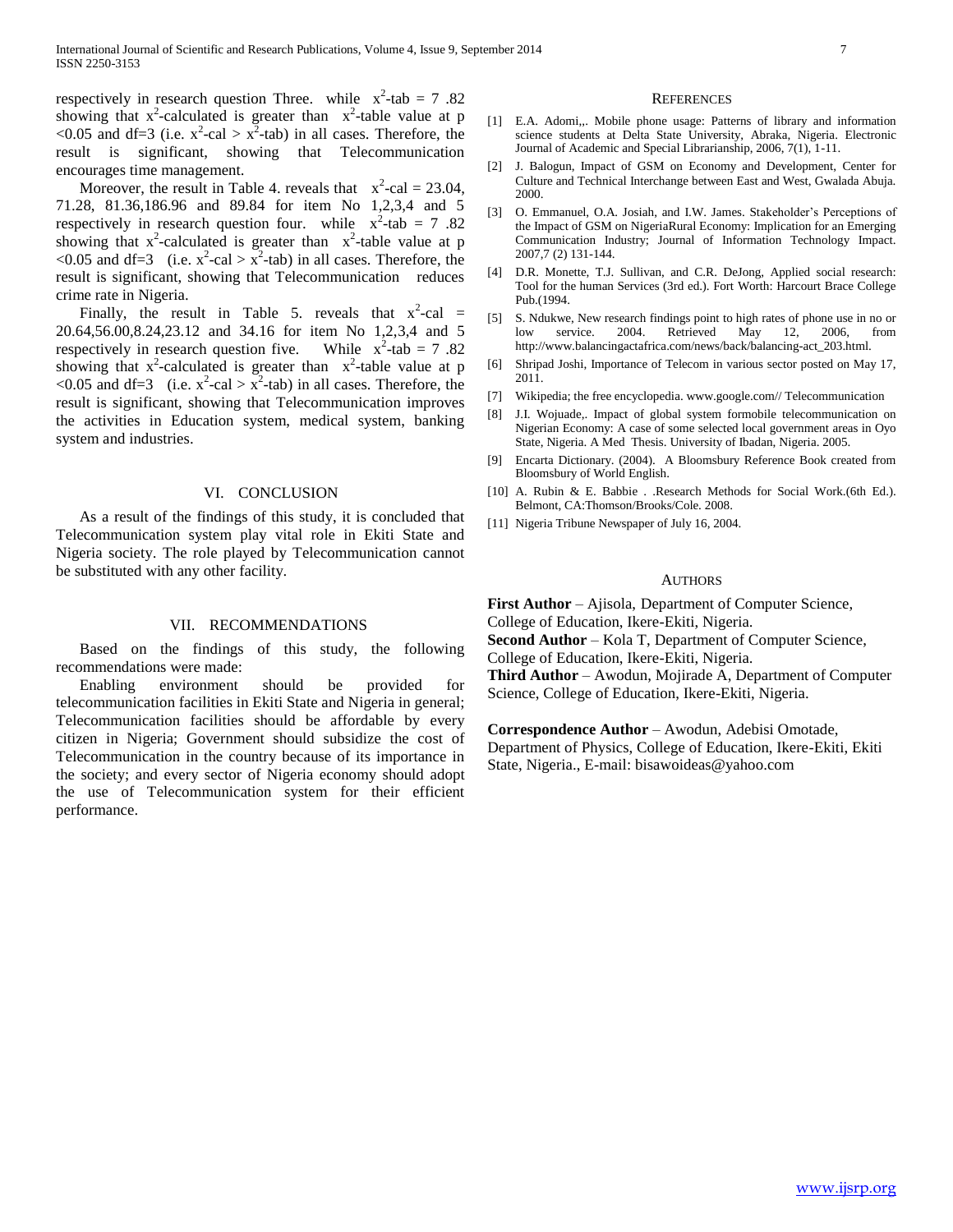respectively in research question Three. while $x^2$-tab = 7 .82 showing that $x^2$-calculated is greater than $x^2$-table value at p <0.05 and df=3 (i.e. $x^2$-cal > $x^2$-tab) in all cases. Therefore, the result is significant, showing that Telecommunication encourages time management.

Moreover, the result in Table 4. reveals that $x^2$-cal = 23.04, 71.28, 81.36,186.96 and 89.84 for item No 1,2,3,4 and 5 respectively in research question four. while $x^2$-tab = 7 .82 showing that $x^2$-calculated is greater than $x^2$-table value at p <0.05 and df=3 (i.e. $x^2$-cal > $x^2$-tab) in all cases. Therefore, the result is significant, showing that Telecommunication reduces crime rate in Nigeria.

Finally, the result in Table 5. reveals that $x^2$-cal = 20.64,56.00,8.24,23.12 and 34.16 for item No 1,2,3,4 and 5 respectively in research question five. While $x^2$-tab = 7 .82 showing that $x^2$-calculated is greater than $x^2$-table value at p <0.05 and df=3 (i.e. $x^2$-cal > $x^2$-tab) in all cases. Therefore, the result is significant, showing that Telecommunication improves the activities in Education system, medical system, banking system and industries.

## VI. Conclusion

As a result of the findings of this study, it is concluded that Telecommunication system play vital role in Ekiti State and Nigeria society. The role played by Telecommunication cannot be substituted with any other facility.

## VII. Recommendations

Based on the findings of this study, the following recommendations were made:

Enabling environment should be provided for telecommunication facilities in Ekiti State and Nigeria in general; Telecommunication facilities should be affordable by every citizen in Nigeria; Government should subsidize the cost of Telecommunication in the country because of its importance in the society; and every sector of Nigeria economy should adopt the use of Telecommunication system for their efficient performance.

## References

[1] E.A. Adomi,,. Mobile phone usage: Patterns of library and information science students at Delta State University, Abraka, Nigeria. Electronic Journal of Academic and Special Librarianship, 2006, 7(1), 1-11.

[2] J. Balogun, Impact of GSM on Economy and Development, Center for Culture and Technical Interchange between East and West, Gwalada Abuja. 2000.

[3] O. Emmanuel, O.A. Josiah, and I.W. James. Stakeholder's Perceptions of the Impact of GSM on NigeriaRural Economy: Implication for an Emerging Communication Industry; Journal of Information Technology Impact. 2007,7 (2) 131-144.

[4] D.R. Monette, T.J. Sullivan, and C.R. DeJong, Applied social research: Tool for the human Services (3rd ed.). Fort Worth: Harcourt Brace College Pub.(1994.

[5] S. Ndukwe, New research findings point to high rates of phone use in no or low service. 2004. Retrieved May 12, 2006, from http://www.balancingactafrica.com/news/back/balancing-act_203.html.

[6] Shripad Joshi, Importance of Telecom in various sector posted on May 17, 2011.

[7] Wikipedia; the free encyclopedia. www.google.com// Telecommunication

[8] J.I. Wojuade,. Impact of global system formobile telecommunication on Nigerian Economy: A case of some selected local government areas in Oyo State, Nigeria. A Med Thesis. University of Ibadan, Nigeria. 2005.

[9] Encarta Dictionary. (2004). A Bloomsbury Reference Book created from Bloomsbury of World English.

[10] A. Rubin & E. Babbie . .Research Methods for Social Work.(6th Ed.). Belmont, CA:Thomson/Brooks/Cole. 2008.

[11] Nigeria Tribune Newspaper of July 16, 2004.

## Authors

**First Author** – Ajisola, Department of Computer Science, College of Education, Ikere-Ekiti, Nigeria.

**Second Author** – Kola T, Department of Computer Science, College of Education, Ikere-Ekiti, Nigeria.

**Third Author** – Awodun, Mojirade A, Department of Computer Science, College of Education, Ikere-Ekiti, Nigeria.

**Correspondence Author** – Awodun, Adebisi Omotade, Department of Physics, College of Education, Ikere-Ekiti, Ekiti State, Nigeria., E-mail: bisawoideas@yahoo.com